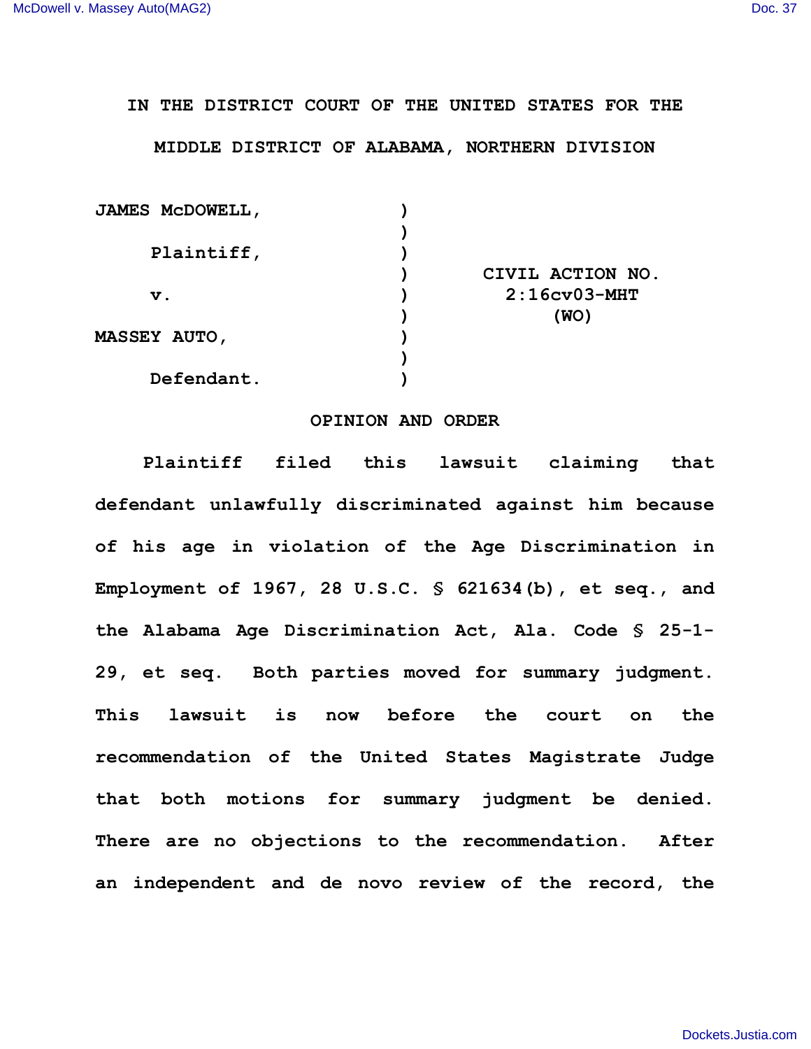IN THE DISTRICT COURT OF THE UNITED STATES FOR THE

MIDDLE DISTRICT OF ALABAMA, NORTHERN DIVISION

| | | |
|---|---|---|
| JAMES McDOWELL, | ) | |
| | ) | |
| Plaintiff, | ) | |
| | ) | CIVIL ACTION NO. |
| v. | ) | 2:16cv03-MHT |
| | ) | (WO) |
| MASSEY AUTO, | ) | |
| | ) | |
| Defendant. | ) | |

## OPINION AND ORDER

Plaintiff filed this lawsuit claiming that defendant unlawfully discriminated against him because of his age in violation of the Age Discrimination in Employment of 1967, 28 U.S.C. § 621634(b), et seq., and the Alabama Age Discrimination Act, Ala. Code § 25-1-29, et seq. Both parties moved for summary judgment. This lawsuit is now before the court on the recommendation of the United States Magistrate Judge that both motions for summary judgment be denied. There are no objections to the recommendation. After an independent and de novo review of the record, the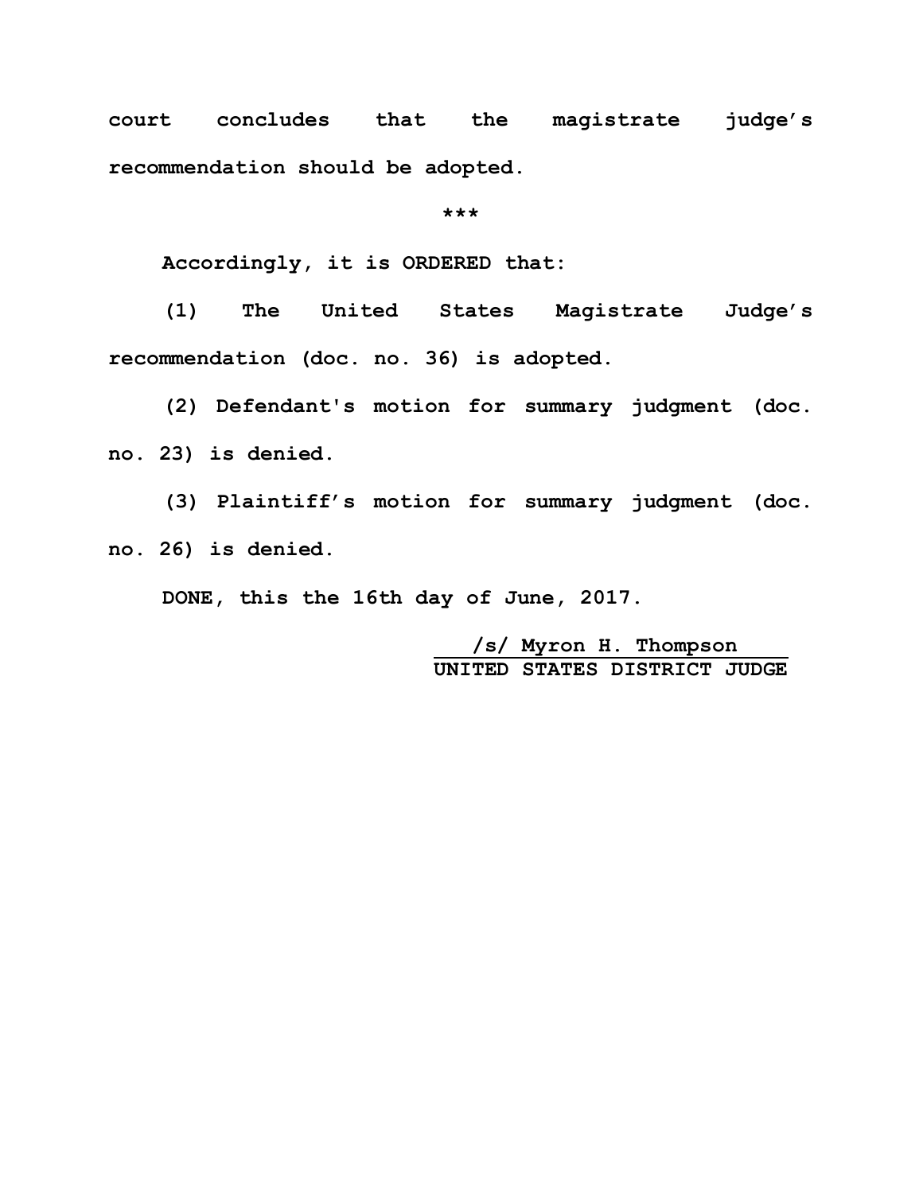court concludes that the magistrate judge's recommendation should be adopted.

***

Accordingly, it is ORDERED that:

(1) The United States Magistrate Judge's recommendation (doc. no. 36) is adopted.

(2) Defendant's motion for summary judgment (doc. no. 23) is denied.

(3) Plaintiff's motion for summary judgment (doc. no. 26) is denied.

DONE, this the 16th day of June, 2017.

/s/ Myron H. Thompson
UNITED STATES DISTRICT JUDGE